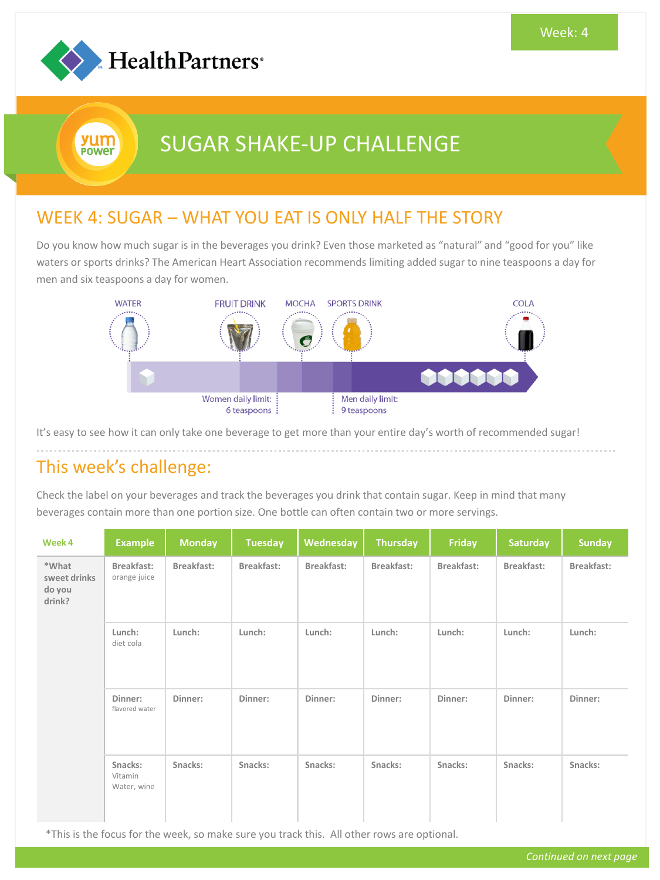Week: 4

HealthPartners

yum power

# SUGAR SHAKE-UP CHALLENGE

## WEEK 4: SUGAR – WHAT YOU EAT IS ONLY HALF THE STORY

Do you know how much sugar is in the beverages you drink? Even those marketed as "natural" and "good for you" like waters or sports drinks? The American Heart Association recommends limiting added sugar to nine teaspoons a day for men and six teaspoons a day for women.

WATER | FRUIT DRINK | MOCHA | SPORTS DRINK | COLA

Women daily limit: 6 teaspoons

Men daily limit: 9 teaspoons

It's easy to see how it can only take one beverage to get more than your entire day's worth of recommended sugar!

## This week's challenge:

Check the label on your beverages and track the beverages you drink that contain sugar. Keep in mind that many beverages contain more than one portion size. One bottle can often contain two or more servings.

| Week 4 | Example | Monday | Tuesday | Wednesday | Thursday | Friday | Saturday | Sunday |
|---|---|---|---|---|---|---|---|---|
| *What sweet drinks do you drink? | **Breakfast:** orange juice | **Breakfast:** | **Breakfast:** | **Breakfast:** | **Breakfast:** | **Breakfast:** | **Breakfast:** | **Breakfast:** |
| | **Lunch:** diet cola | **Lunch:** | **Lunch:** | **Lunch:** | **Lunch:** | **Lunch:** | **Lunch:** | **Lunch:** |
| | **Dinner:** flavored water | **Dinner:** | **Dinner:** | **Dinner:** | **Dinner:** | **Dinner:** | **Dinner:** | **Dinner:** |
| | **Snacks:** Vitamin Water, wine | **Snacks:** | **Snacks:** | **Snacks:** | **Snacks:** | **Snacks:** | **Snacks:** | **Snacks:** |

*This is the focus for the week, so make sure you track this. All other rows are optional.

*Continued on next page*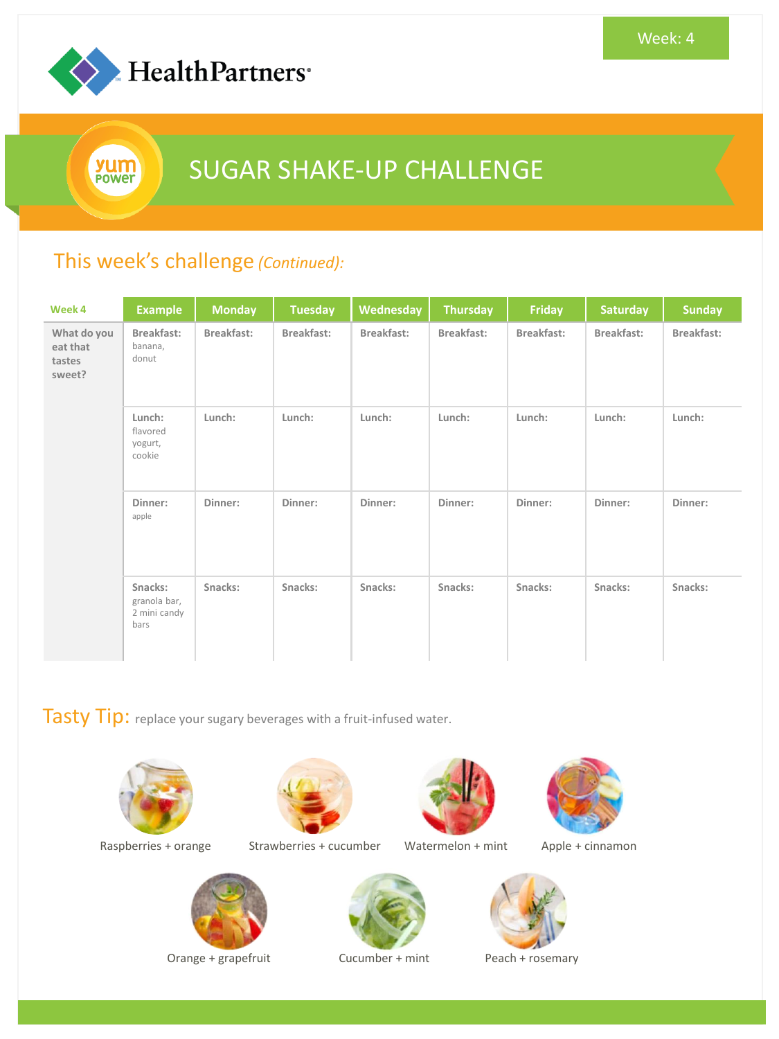Week: 4

HealthPartners

# SUGAR SHAKE-UP CHALLENGE

## This week's challenge *(Continued):*

| Week 4 | Example | Monday | Tuesday | Wednesday | Thursday | Friday | Saturday | Sunday |
|---|---|---|---|---|---|---|---|---|
| **What do you eat that tastes sweet?** | **Breakfast:** banana, donut | **Breakfast:** | **Breakfast:** | **Breakfast:** | **Breakfast:** | **Breakfast:** | **Breakfast:** | **Breakfast:** |
| | **Lunch:** flavored yogurt, cookie | **Lunch:** | **Lunch:** | **Lunch:** | **Lunch:** | **Lunch:** | **Lunch:** | **Lunch:** |
| | **Dinner:** apple | **Dinner:** | **Dinner:** | **Dinner:** | **Dinner:** | **Dinner:** | **Dinner:** | **Dinner:** |
| | **Snacks:** granola bar, 2 mini candy bars | **Snacks:** | **Snacks:** | **Snacks:** | **Snacks:** | **Snacks:** | **Snacks:** | **Snacks:** |

## Tasty Tip: replace your sugary beverages with a fruit-infused water.

Raspberries + orange

Strawberries + cucumber

Watermelon + mint

Apple + cinnamon

Orange + grapefruit

Cucumber + mint

Peach + rosemary